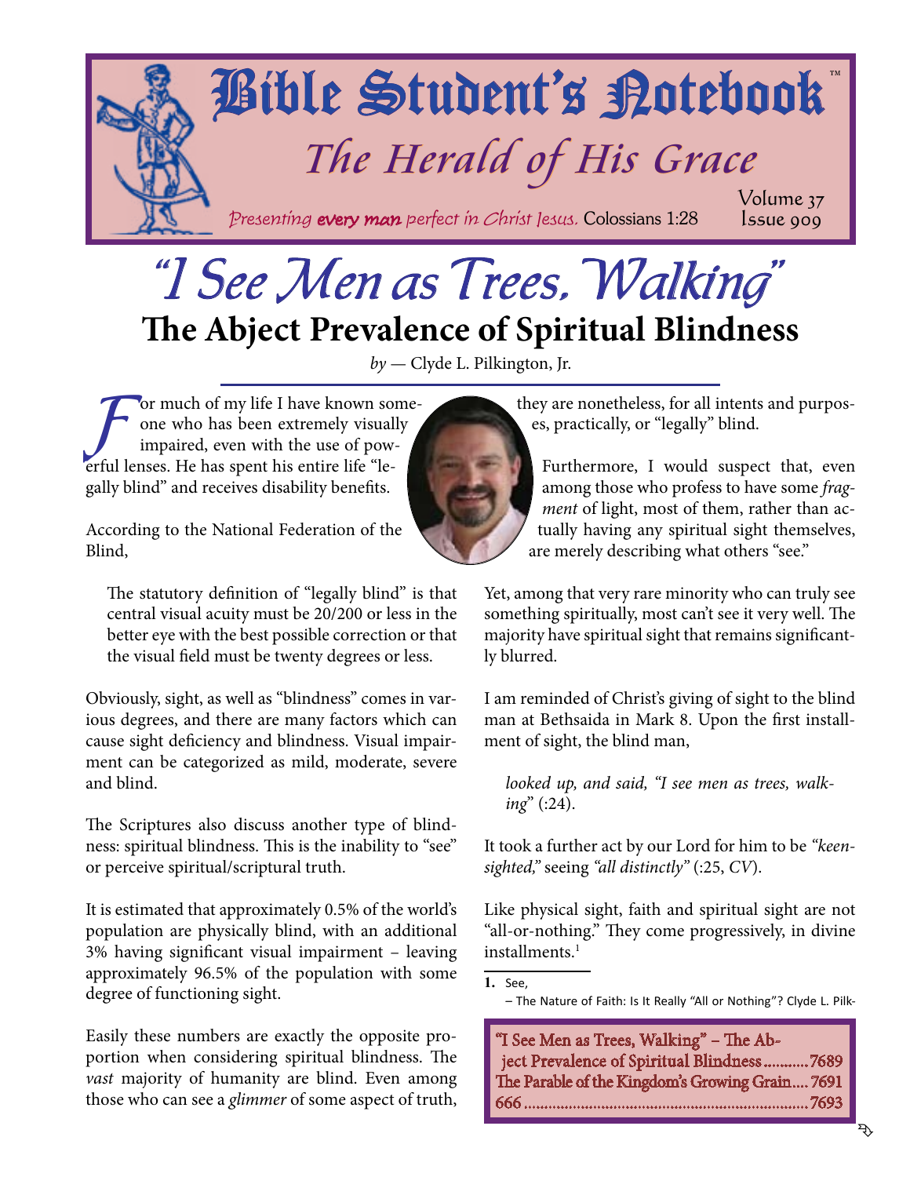# Bible Student's Notebook™

## The Herald of His Grace

*Presenting **every man** perfect in Christ Jesus.* Colossians 1:28

Volume 37
Issue 909

# *"I See Men as Trees, Walking"*

## The Abject Prevalence of Spiritual Blindness

*by* — Clyde L. Pilkington, Jr.

For much of my life I have known someone who has been extremely visually impaired, even with the use of powerful lenses. He has spent his entire life "legally blind" and receives disability benefits.

According to the National Federation of the Blind,

> The statutory definition of "legally blind" is that central visual acuity must be 20/200 or less in the better eye with the best possible correction or that the visual field must be twenty degrees or less.

Obviously, sight, as well as "blindness" comes in various degrees, and there are many factors which can cause sight deficiency and blindness. Visual impairment can be categorized as mild, moderate, severe and blind.

The Scriptures also discuss another type of blindness: spiritual blindness. This is the inability to "see" or perceive spiritual/scriptural truth.

It is estimated that approximately 0.5% of the world's population are physically blind, with an additional 3% having significant visual impairment – leaving approximately 96.5% of the population with some degree of functioning sight.

Easily these numbers are exactly the opposite proportion when considering spiritual blindness. The *vast* majority of humanity are blind. Even among those who can see a *glimmer* of some aspect of truth, they are nonetheless, for all intents and purposes, practically, or "legally" blind.

Furthermore, I would suspect that, even among those who profess to have some *fragment* of light, most of them, rather than actually having any spiritual sight themselves, are merely describing what others "see."

Yet, among that very rare minority who can truly see something spiritually, most can't see it very well. The majority have spiritual sight that remains significantly blurred.

I am reminded of Christ's giving of sight to the blind man at Bethsaida in Mark 8. Upon the first installment of sight, the blind man,

> *looked up, and said, "I see men as trees, walking"* (:24).

It took a further act by our Lord for him to be *"keen-sighted,"* seeing *"all distinctly"* (:25, *CV*).

Like physical sight, faith and spiritual sight are not "all-or-nothing." They come progressively, in divine installments.[1]

---

1. See,
   – The Nature of Faith: Is It Really "All or Nothing"? Clyde L. Pilk-

"I See Men as Trees, Walking" – The Abject Prevalence of Spiritual Blindness ........... 7689
The Parable of the Kingdom's Growing Grain.... 7691
666 ........................................................................ 7693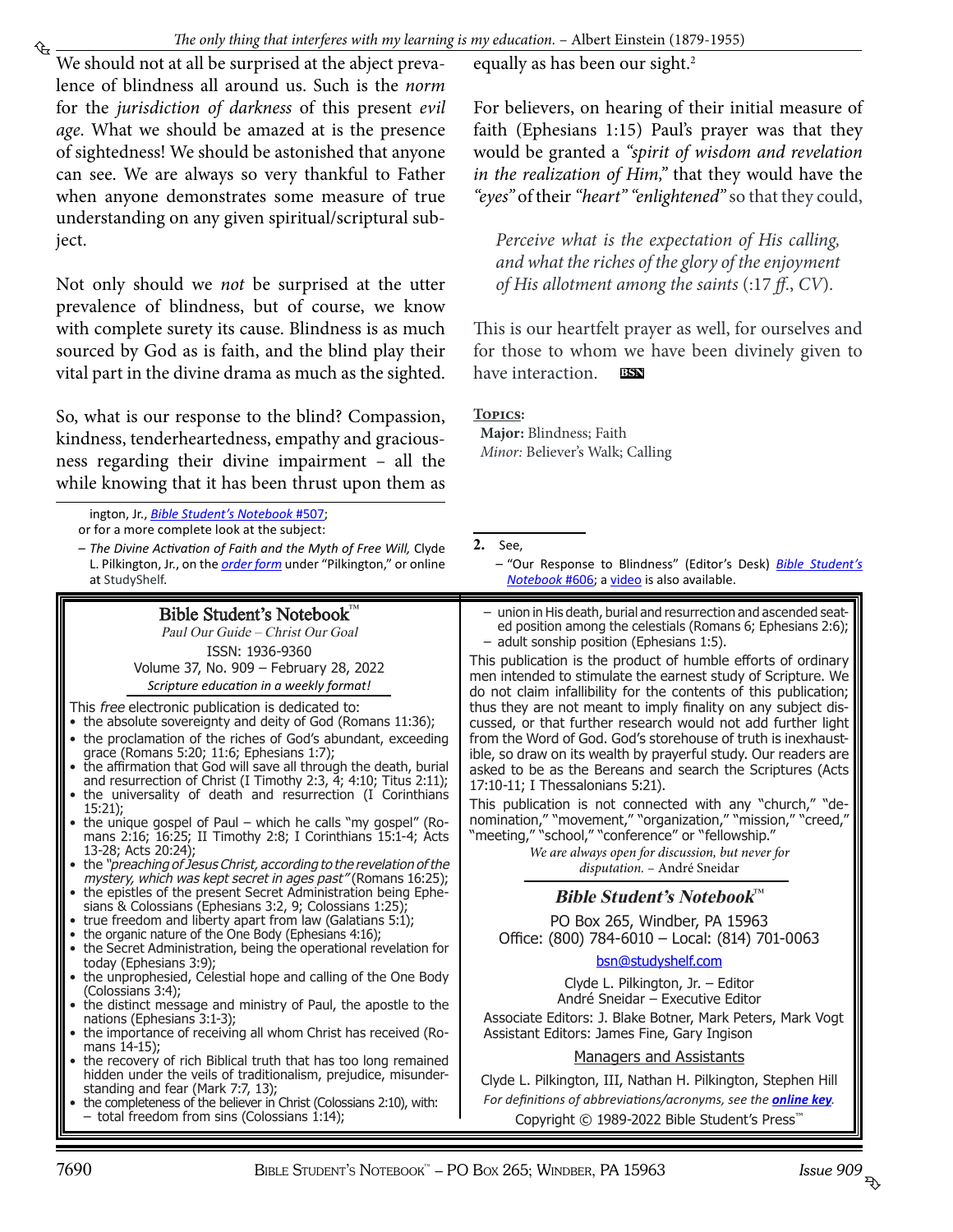We should not at all be surprised at the abject prevalence of blindness all around us. Such is the *norm* for the *jurisdiction of darkness* of this present *evil age*. What we should be amazed at is the presence of sightedness! We should be astonished that anyone can see. We are always so very thankful to Father when anyone demonstrates some measure of true understanding on any given spiritual/scriptural subject.

Not only should we *not* be surprised at the utter prevalence of blindness, but of course, we know with complete surety its cause. Blindness is as much sourced by God as is faith, and the blind play their vital part in the divine drama as much as the sighted.

So, what is our response to the blind? Compassion, kindness, tenderheartedness, empathy and graciousness regarding their divine impairment – all the while knowing that it has been thrust upon them as equally as has been our sight.[2]

For believers, on hearing of their initial measure of faith (Ephesians 1:15) Paul's prayer was that they would be granted a *"spirit of wisdom and revelation in the realization of Him,"* that they would have the *"eyes"* of their *"heart" "enlightened"* so that they could,

> *Perceive what is the expectation of His calling, and what the riches of the glory of the enjoyment of His allotment among the saints* (:17 *ff.*, *CV*).

This is our heartfelt prayer as well, for ourselves and for those to whom we have been divinely given to have interaction. **BSN**

**Topics:**
**Major:** Blindness; Faith
*Minor:* Believer's Walk; Calling

---

ington, Jr., *Bible Student's Notebook* #507;
or for a more complete look at the subject:
– *The Divine Activation of Faith and the Myth of Free Will,* Clyde L. Pilkington, Jr., on the *order form* under "Pilkington," or online at StudyShelf.

2. See,
– "Our Response to Blindness" (Editor's Desk) *Bible Student's Notebook* #606; a video is also available.

---

**Bible Student's Notebook™**
*Paul Our Guide – Christ Our Goal*
ISSN: 1936-9360
Volume 37, No. 909 – February 28, 2022
*Scripture education in a weekly format!*

This *free* electronic publication is dedicated to:
- the absolute sovereignty and deity of God (Romans 11:36);
- the proclamation of the riches of God's abundant, exceeding grace (Romans 5:20; 11:6; Ephesians 1:7);
- the affirmation that God will save all through the death, burial and resurrection of Christ (I Timothy 2:3, 4; 4:10; Titus 2:11);
- the universality of death and resurrection (I Corinthians 15:21);
- the unique gospel of Paul – which he calls "my gospel" (Romans 2:16; 16:25; II Timothy 2:8; I Corinthians 15:1-4; Acts 13-28; Acts 20:24);
- the *"preaching of Jesus Christ, according to the revelation of the mystery, which was kept secret in ages past"* (Romans 16:25);
- the epistles of the present Secret Administration being Ephesians & Colossians (Ephesians 3:2, 9; Colossians 1:25);
- true freedom and liberty apart from law (Galatians 5:1);
- the organic nature of the One Body (Ephesians 4:16);
- the Secret Administration, being the operational revelation for today (Ephesians 3:9);
- the unprophesied, Celestial hope and calling of the One Body (Colossians 3:4);
- the distinct message and ministry of Paul, the apostle to the nations (Ephesians 3:1-3);
- the importance of receiving all whom Christ has received (Romans 14-15);
- the recovery of rich Biblical truth that has too long remained hidden under the veils of traditionalism, prejudice, misunderstanding and fear (Mark 7:7, 13);
- the completeness of the believer in Christ (Colossians 2:10), with:
  - total freedom from sins (Colossians 1:14);
  - union in His death, burial and resurrection and ascended seated position among the celestials (Romans 6; Ephesians 2:6);
  - adult sonship position (Ephesians 1:5).

This publication is the product of humble efforts of ordinary men intended to stimulate the earnest study of Scripture. We do not claim infallibility for the contents of this publication; thus they are not meant to imply finality on any subject discussed, or that further research would not add further light from the Word of God. God's storehouse of truth is inexhaustible, so draw on its wealth by prayerful study. Our readers are asked to be as the Bereans and search the Scriptures (Acts 17:10-11; I Thessalonians 5:21).

This publication is not connected with any "church," "denomination," "movement," "organization," "mission," "creed," "meeting," "school," "conference" or "fellowship."

*We are always open for discussion, but never for disputation.* – André Sneidar

***Bible Student's Notebook™***
PO Box 265, Windber, PA 15963
Office: (800) 784-6010 – Local: (814) 701-0063
bsn@studyshelf.com

Clyde L. Pilkington, Jr. – Editor
André Sneidar – Executive Editor
Associate Editors: J. Blake Botner, Mark Peters, Mark Vogt
Assistant Editors: James Fine, Gary Ingison

Managers and Assistants
Clyde L. Pilkington, III, Nathan H. Pilkington, Stephen Hill

*For definitions of abbreviations/acronyms, see the* ***online key****.*

Copyright © 1989-2022 Bible Student's Press™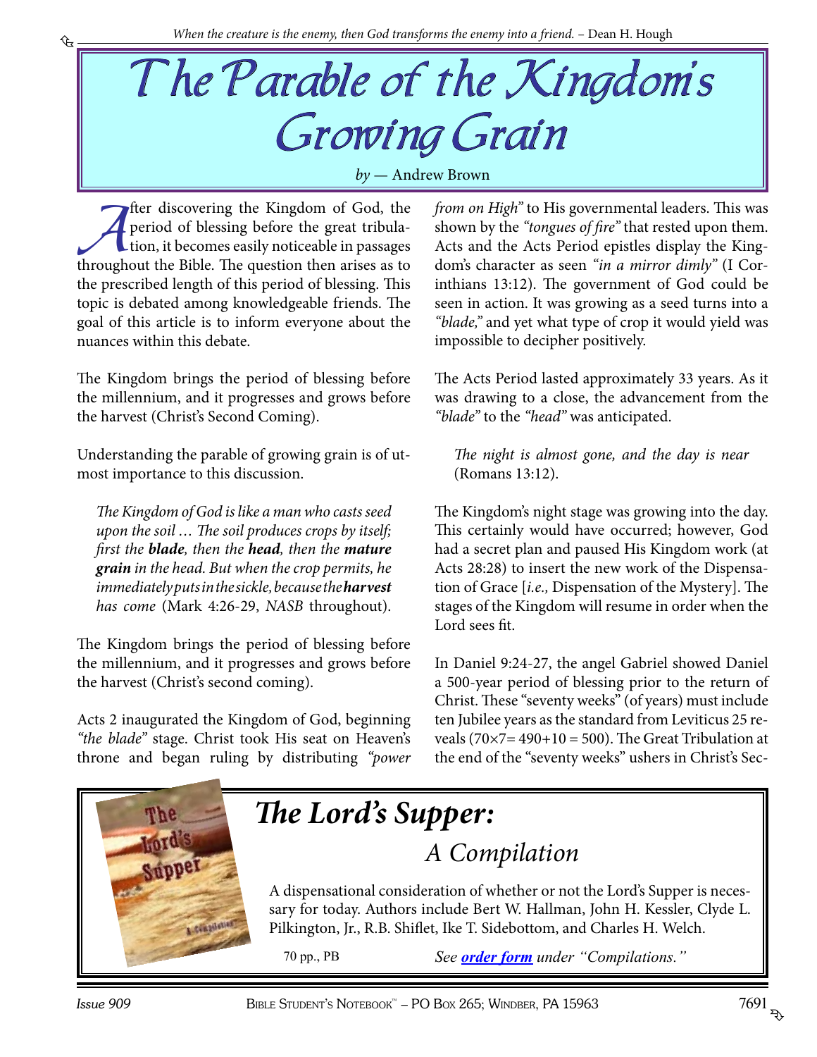*When the creature is the enemy, then God transforms the enemy into a friend.* – Dean H. Hough

# The Parable of the Kingdom's Growing Grain

*by* — Andrew Brown

After discovering the Kingdom of God, the period of blessing before the great tribulation, it becomes easily noticeable in passages throughout the Bible. The question then arises as to the prescribed length of this period of blessing. This topic is debated among knowledgeable friends. The goal of this article is to inform everyone about the nuances within this debate.

The Kingdom brings the period of blessing before the millennium, and it progresses and grows before the harvest (Christ's Second Coming).

Understanding the parable of growing grain is of utmost importance to this discussion.

> *The Kingdom of God is like a man who casts seed upon the soil … The soil produces crops by itself; first the **blade**, then the **head**, then the **mature grain** in the head. But when the crop permits, he immediately puts in the sickle, because the **harvest** has come* (Mark 4:26-29, *NASB* throughout).

The Kingdom brings the period of blessing before the millennium, and it progresses and grows before the harvest (Christ's second coming).

Acts 2 inaugurated the Kingdom of God, beginning *"the blade"* stage. Christ took His seat on Heaven's throne and began ruling by distributing *"power from on High"* to His governmental leaders. This was shown by the *"tongues of fire"* that rested upon them. Acts and the Acts Period epistles display the Kingdom's character as seen *"in a mirror dimly"* (I Corinthians 13:12). The government of God could be seen in action. It was growing as a seed turns into a *"blade,"* and yet what type of crop it would yield was impossible to decipher positively.

The Acts Period lasted approximately 33 years. As it was drawing to a close, the advancement from the *"blade"* to the *"head"* was anticipated.

> *The night is almost gone, and the day is near* (Romans 13:12).

The Kingdom's night stage was growing into the day. This certainly would have occurred; however, God had a secret plan and paused His Kingdom work (at Acts 28:28) to insert the new work of the Dispensation of Grace [*i.e.,* Dispensation of the Mystery]. The stages of the Kingdom will resume in order when the Lord sees fit.

In Daniel 9:24-27, the angel Gabriel showed Daniel a 500-year period of blessing prior to the return of Christ. These "seventy weeks" (of years) must include ten Jubilee years as the standard from Leviticus 25 reveals (70×7= 490+10 = 500). The Great Tribulation at the end of the "seventy weeks" ushers in Christ's Sec-

---

## *The Lord's Supper:*

### *A Compilation*

A dispensational consideration of whether or not the Lord's Supper is necessary for today. Authors include Bert W. Hallman, John H. Kessler, Clyde L. Pilkington, Jr., R.B. Shiflet, Ike T. Sidebottom, and Charles H. Welch.

70 pp., PB — *See **order form** under "Compilations."*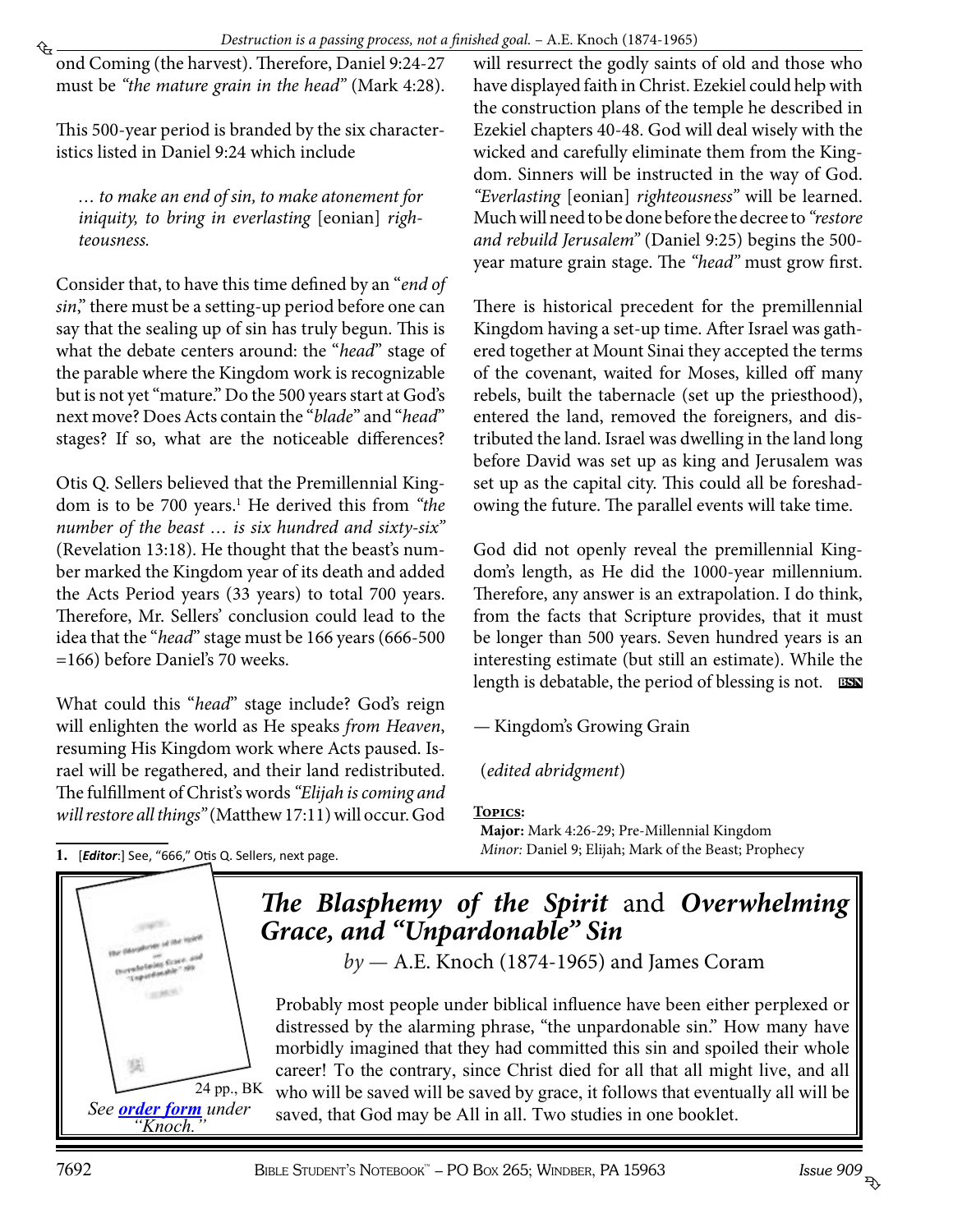ond Coming (the harvest). Therefore, Daniel 9:24-27 must be *"the mature grain in the head"* (Mark 4:28).

This 500-year period is branded by the six characteristics listed in Daniel 9:24 which include

> *... to make an end of sin, to make atonement for iniquity, to bring in everlasting* [eonian] *righteousness.*

Consider that, to have this time defined by an "*end of sin*," there must be a setting-up period before one can say that the sealing up of sin has truly begun. This is what the debate centers around: the "*head*" stage of the parable where the Kingdom work is recognizable but is not yet "mature." Do the 500 years start at God's next move? Does Acts contain the "*blade*" and "*head*" stages? If so, what are the noticeable differences?

Otis Q. Sellers believed that the Premillennial Kingdom is to be 700 years.[1] He derived this from *"the number of the beast ... is six hundred and sixty-six"* (Revelation 13:18). He thought that the beast's number marked the Kingdom year of its death and added the Acts Period years (33 years) to total 700 years. Therefore, Mr. Sellers' conclusion could lead to the idea that the "*head*" stage must be 166 years (666-500 =166) before Daniel's 70 weeks.

What could this "*head*" stage include? God's reign will enlighten the world as He speaks *from Heaven*, resuming His Kingdom work where Acts paused. Israel will be regathered, and their land redistributed. The fulfillment of Christ's words *"Elijah is coming and will restore all things"* (Matthew 17:11) will occur. God will resurrect the godly saints of old and those who have displayed faith in Christ. Ezekiel could help with the construction plans of the temple he described in Ezekiel chapters 40-48. God will deal wisely with the wicked and carefully eliminate them from the Kingdom. Sinners will be instructed in the way of God. *"Everlasting* [eonian] *righteousness"* will be learned. Much will need to be done before the decree to *"restore and rebuild Jerusalem"* (Daniel 9:25) begins the 500-year mature grain stage. The *"head"* must grow first.

There is historical precedent for the premillennial Kingdom having a set-up time. After Israel was gathered together at Mount Sinai they accepted the terms of the covenant, waited for Moses, killed off many rebels, built the tabernacle (set up the priesthood), entered the land, removed the foreigners, and distributed the land. Israel was dwelling in the land long before David was set up as king and Jerusalem was set up as the capital city. This could all be foreshadowing the future. The parallel events will take time.

God did not openly reveal the premillennial Kingdom's length, as He did the 1000-year millennium. Therefore, any answer is an extrapolation. I do think, from the facts that Scripture provides, that it must be longer than 500 years. Seven hundred years is an interesting estimate (but still an estimate). While the length is debatable, the period of blessing is not. BSN

— Kingdom's Growing Grain

(*edited abridgment*)

**Topics:**
**Major:** Mark 4:26-29; Pre-Millennial Kingdom
*Minor:* Daniel 9; Elijah; Mark of the Beast; Prophecy

1. [*Editor*:] See, "666," Otis Q. Sellers, next page.

---

## *The Blasphemy of the Spirit* and *Overwhelming Grace, and "Unpardonable" Sin*

*by* — A.E. Knoch (1874-1965) and James Coram

Probably most people under biblical influence have been either perplexed or distressed by the alarming phrase, "the unpardonable sin." How many have morbidly imagined that they had committed this sin and spoiled their whole career! To the contrary, since Christ died for all that all might live, and all who will be saved will be saved by grace, it follows that eventually all will be saved, that God may be All in all. Two studies in one booklet.

24 pp., BK

*See* ***order form*** *under "Knoch."*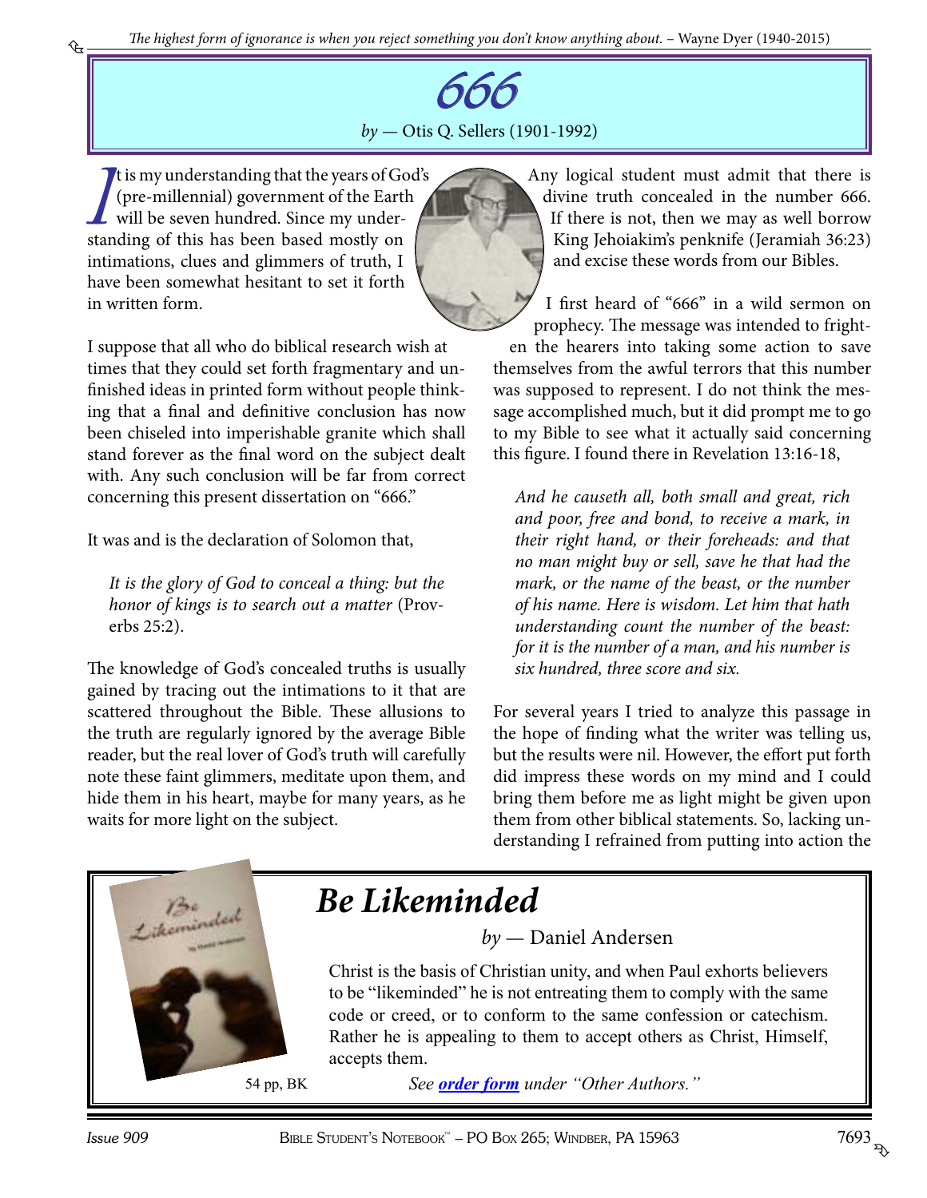*The highest form of ignorance is when you reject something you don't know anything about.* – Wayne Dyer (1940-2015)

# 666

*by* — Otis Q. Sellers (1901-1992)

It is my understanding that the years of God's (pre-millennial) government of the Earth will be seven hundred. Since my understanding of this has been based mostly on intimations, clues and glimmers of truth, I have been somewhat hesitant to set it forth in written form.

I suppose that all who do biblical research wish at times that they could set forth fragmentary and unfinished ideas in printed form without people thinking that a final and definitive conclusion has now been chiseled into imperishable granite which shall stand forever as the final word on the subject dealt with. Any such conclusion will be far from correct concerning this present dissertation on "666."

It was and is the declaration of Solomon that,

> *It is the glory of God to conceal a thing: but the honor of kings is to search out a matter* (Proverbs 25:2).

The knowledge of God's concealed truths is usually gained by tracing out the intimations to it that are scattered throughout the Bible. These allusions to the truth are regularly ignored by the average Bible reader, but the real lover of God's truth will carefully note these faint glimmers, meditate upon them, and hide them in his heart, maybe for many years, as he waits for more light on the subject.

Any logical student must admit that there is divine truth concealed in the number 666. If there is not, then we may as well borrow King Jehoiakim's penknife (Jeramiah 36:23) and excise these words from our Bibles.

I first heard of "666" in a wild sermon on prophecy. The message was intended to frighten the hearers into taking some action to save themselves from the awful terrors that this number was supposed to represent. I do not think the message accomplished much, but it did prompt me to go to my Bible to see what it actually said concerning this figure. I found there in Revelation 13:16-18,

> *And he causeth all, both small and great, rich and poor, free and bond, to receive a mark, in their right hand, or their foreheads: and that no man might buy or sell, save he that had the mark, or the name of the beast, or the number of his name. Here is wisdom. Let him that hath understanding count the number of the beast: for it is the number of a man, and his number is six hundred, three score and six.*

For several years I tried to analyze this passage in the hope of finding what the writer was telling us, but the results were nil. However, the effort put forth did impress these words on my mind and I could bring them before me as light might be given upon them from other biblical statements. So, lacking understanding I refrained from putting into action the

## *Be Likeminded*

*by* — Daniel Andersen

Christ is the basis of Christian unity, and when Paul exhorts believers to be "likeminded" he is not entreating them to comply with the same code or creed, or to conform to the same confession or catechism. Rather he is appealing to them to accept others as Christ, Himself, accepts them.

54 pp, BK

*See **order form** under "Other Authors."*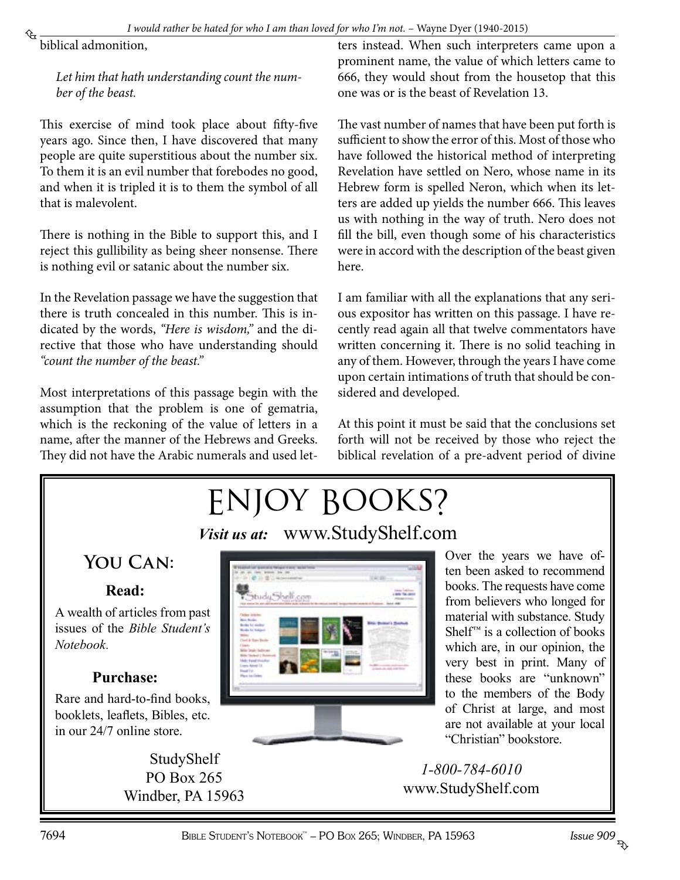biblical admonition,

*Let him that hath understanding count the number of the beast.*

This exercise of mind took place about fifty-five years ago. Since then, I have discovered that many people are quite superstitious about the number six. To them it is an evil number that forebodes no good, and when it is tripled it is to them the symbol of all that is malevolent.

There is nothing in the Bible to support this, and I reject this gullibility as being sheer nonsense. There is nothing evil or satanic about the number six.

In the Revelation passage we have the suggestion that there is truth concealed in this number. This is indicated by the words, *"Here is wisdom,"* and the directive that those who have understanding should *"count the number of the beast."*

Most interpretations of this passage begin with the assumption that the problem is one of gematria, which is the reckoning of the value of letters in a name, after the manner of the Hebrews and Greeks. They did not have the Arabic numerals and used letters instead. When such interpreters came upon a prominent name, the value of which letters came to 666, they would shout from the housetop that this one was or is the beast of Revelation 13.

The vast number of names that have been put forth is sufficient to show the error of this. Most of those who have followed the historical method of interpreting Revelation have settled on Nero, whose name in its Hebrew form is spelled Neron, which when its letters are added up yields the number 666. This leaves us with nothing in the way of truth. Nero does not fill the bill, even though some of his characteristics were in accord with the description of the beast given here.

I am familiar with all the explanations that any serious expositor has written on this passage. I have recently read again all that twelve commentators have written concerning it. There is no solid teaching in any of them. However, through the years I have come upon certain intimations of truth that should be considered and developed.

At this point it must be said that the conclusions set forth will not be received by those who reject the biblical revelation of a pre-advent period of divine

# Enjoy Books?

***Visit us at:*** www.StudyShelf.com

## You Can:

**Read:**

A wealth of articles from past issues of the *Bible Student's Notebook.*

**Purchase:**

Rare and hard-to-find books, booklets, leaflets, Bibles, etc. in our 24/7 online store.

Over the years we have often been asked to recommend books. The requests have come from believers who longed for material with substance. Study Shelf™ is a collection of books which are, in our opinion, the very best in print. Many of these books are "unknown" to the members of the Body of Christ at large, and most are not available at your local "Christian" bookstore.

StudyShelf
PO Box 265
Windber, PA 15963

*1-800-784-6010*
www.StudyShelf.com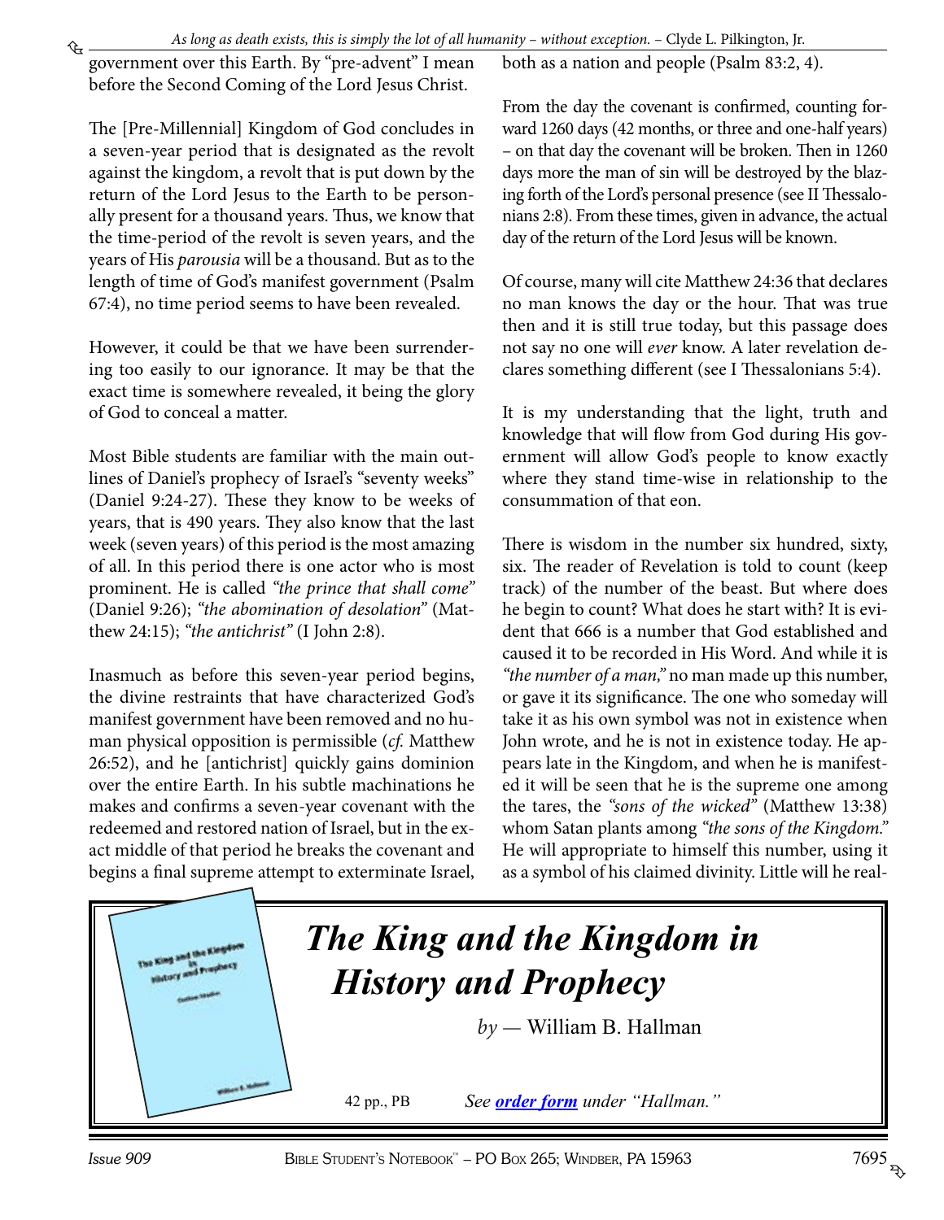government over this Earth. By "pre-advent" I mean before the Second Coming of the Lord Jesus Christ.

The [Pre-Millennial] Kingdom of God concludes in a seven-year period that is designated as the revolt against the kingdom, a revolt that is put down by the return of the Lord Jesus to the Earth to be personally present for a thousand years. Thus, we know that the time-period of the revolt is seven years, and the years of His *parousia* will be a thousand. But as to the length of time of God's manifest government (Psalm 67:4), no time period seems to have been revealed.

However, it could be that we have been surrendering too easily to our ignorance. It may be that the exact time is somewhere revealed, it being the glory of God to conceal a matter.

Most Bible students are familiar with the main outlines of Daniel's prophecy of Israel's "seventy weeks" (Daniel 9:24-27). These they know to be weeks of years, that is 490 years. They also know that the last week (seven years) of this period is the most amazing of all. In this period there is one actor who is most prominent. He is called *"the prince that shall come"* (Daniel 9:26); *"the abomination of desolation"* (Matthew 24:15); *"the antichrist"* (I John 2:8).

Inasmuch as before this seven-year period begins, the divine restraints that have characterized God's manifest government have been removed and no human physical opposition is permissible (*cf.* Matthew 26:52), and he [antichrist] quickly gains dominion over the entire Earth. In his subtle machinations he makes and confirms a seven-year covenant with the redeemed and restored nation of Israel, but in the exact middle of that period he breaks the covenant and begins a final supreme attempt to exterminate Israel, both as a nation and people (Psalm 83:2, 4).

From the day the covenant is confirmed, counting forward 1260 days (42 months, or three and one-half years) – on that day the covenant will be broken. Then in 1260 days more the man of sin will be destroyed by the blazing forth of the Lord's personal presence (see II Thessalonians 2:8). From these times, given in advance, the actual day of the return of the Lord Jesus will be known.

Of course, many will cite Matthew 24:36 that declares no man knows the day or the hour. That was true then and it is still true today, but this passage does not say no one will *ever* know. A later revelation declares something different (see I Thessalonians 5:4).

It is my understanding that the light, truth and knowledge that will flow from God during His government will allow God's people to know exactly where they stand time-wise in relationship to the consummation of that eon.

There is wisdom in the number six hundred, sixty, six. The reader of Revelation is told to count (keep track) of the number of the beast. But where does he begin to count? What does he start with? It is evident that 666 is a number that God established and caused it to be recorded in His Word. And while it is *"the number of a man,"* no man made up this number, or gave it its significance. The one who someday will take it as his own symbol was not in existence when John wrote, and he is not in existence today. He appears late in the Kingdom, and when he is manifested it will be seen that he is the supreme one among the tares, the *"sons of the wicked"* (Matthew 13:38) whom Satan plants among *"the sons of the Kingdom."* He will appropriate to himself this number, using it as a symbol of his claimed divinity. Little will he real-

---

***The King and the Kingdom in History and Prophecy***

*by* — William B. Hallman

42 pp., PB — *See **order form** under "Hallman."*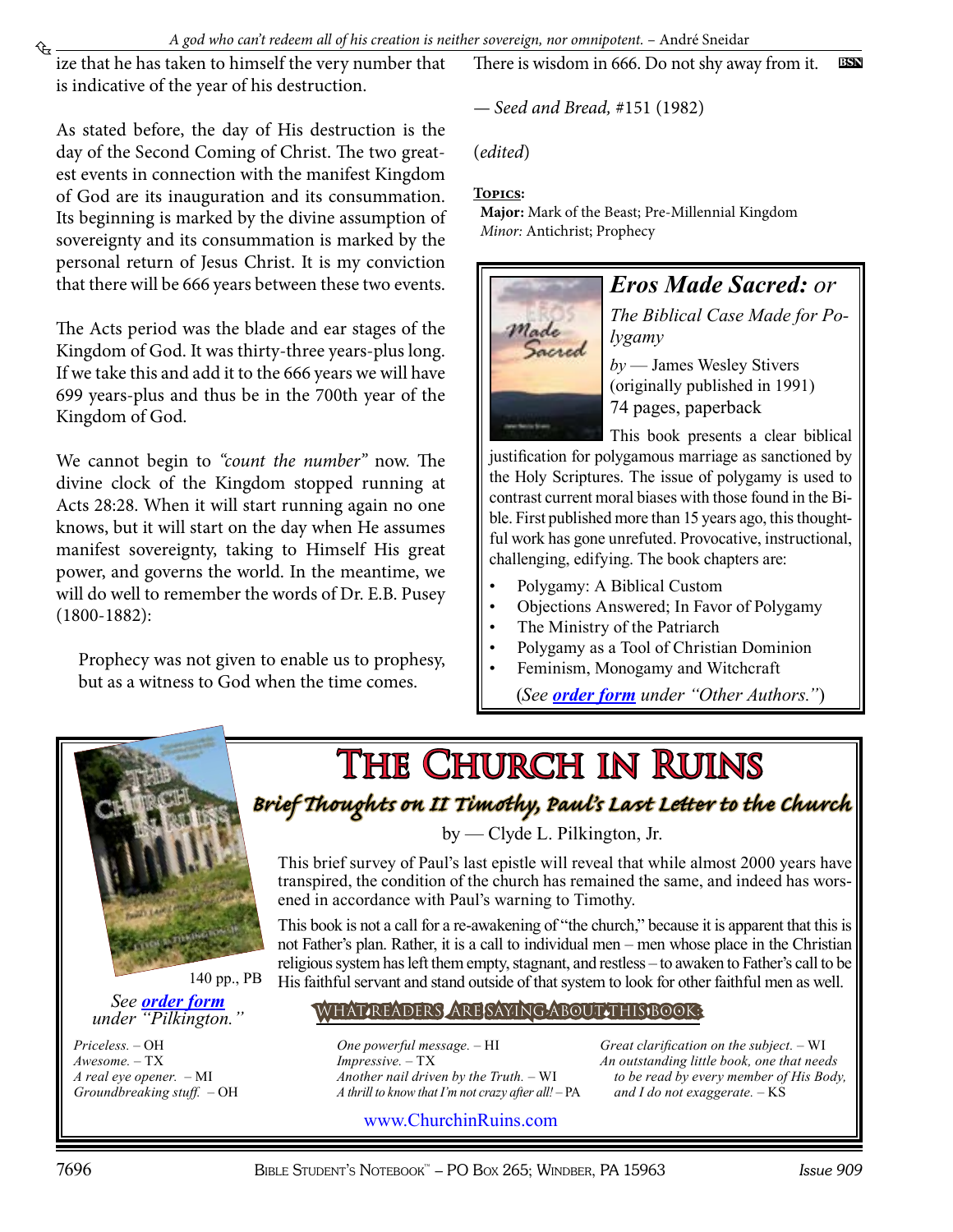ize that he has taken to himself the very number that is indicative of the year of his destruction.

As stated before, the day of His destruction is the day of the Second Coming of Christ. The two greatest events in connection with the manifest Kingdom of God are its inauguration and its consummation. Its beginning is marked by the divine assumption of sovereignty and its consummation is marked by the personal return of Jesus Christ. It is my conviction that there will be 666 years between these two events.

The Acts period was the blade and ear stages of the Kingdom of God. It was thirty-three years-plus long. If we take this and add it to the 666 years we will have 699 years-plus and thus be in the 700th year of the Kingdom of God.

We cannot begin to *"count the number"* now. The divine clock of the Kingdom stopped running at Acts 28:28. When it will start running again no one knows, but it will start on the day when He assumes manifest sovereignty, taking to Himself His great power, and governs the world. In the meantime, we will do well to remember the words of Dr. E.B. Pusey (1800-1882):

> Prophecy was not given to enable us to prophesy, but as a witness to God when the time comes.

There is wisdom in 666. Do not shy away from it. BSN

— *Seed and Bread,* #151 (1982)

(*edited*)

**Topics:**
**Major:** Mark of the Beast; Pre-Millennial Kingdom
*Minor:* Antichrist; Prophecy

---

## *Eros Made Sacred: or*

*The Biblical Case Made for Polygamy*

*by* — James Wesley Stivers
(originally published in 1991)
74 pages, paperback

This book presents a clear biblical justification for polygamous marriage as sanctioned by the Holy Scriptures. The issue of polygamy is used to contrast current moral biases with those found in the Bible. First published more than 15 years ago, this thoughtful work has gone unrefuted. Provocative, instructional, challenging, edifying. The book chapters are:

- Polygamy: A Biblical Custom
- Objections Answered; In Favor of Polygamy
- The Ministry of the Patriarch
- Polygamy as a Tool of Christian Dominion
- Feminism, Monogamy and Witchcraft

(*See **order form** under "Other Authors."*)

---

# The Church in Ruins

### *Brief Thoughts on II Timothy, Paul's Last Letter to the Church*

by — Clyde L. Pilkington, Jr.

140 pp., PB

*See **order form** under "Pilkington."*

This brief survey of Paul's last epistle will reveal that while almost 2000 years have transpired, the condition of the church has remained the same, and indeed has worsened in accordance with Paul's warning to Timothy.

This book is not a call for a re-awakening of "the church," because it is apparent that this is not Father's plan. Rather, it is a call to individual men – men whose place in the Christian religious system has left them empty, stagnant, and restless – to awaken to Father's call to be His faithful servant and stand outside of that system to look for other faithful men as well.

**What Readers Are Saying About This Book:**

*Priceless.* – OH
*Awesome.* – TX
*A real eye opener.* – MI
*Groundbreaking stuff.* – OH

*One powerful message.* – HI
*Impressive.* – TX
*Another nail driven by the Truth.* – WI
*A thrill to know that I'm not crazy after all!* – PA

*Great clarification on the subject.* – WI
*An outstanding little book, one that needs to be read by every member of His Body, and I do not exaggerate.* – KS

www.ChurchinRuins.com